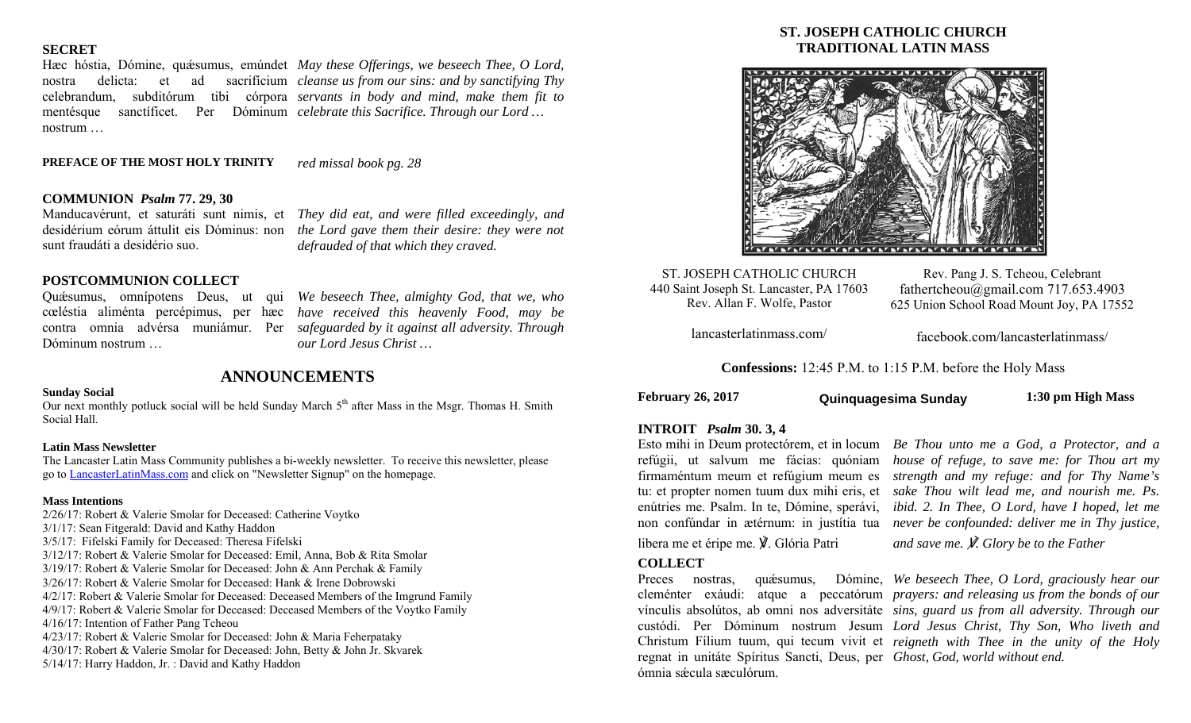## SECRET

Hæc hóstia, Dómine, quǽsumus, emúndet nostra delícta: et ad sacrifícium celebrándum, subditórum tibi córpora mentésque sanctíficet. Per Dóminum nostrum …

*May these Offerings, we beseech Thee, O Lord, cleanse us from our sins: and by sanctifying Thy servants in body and mind, make them fit to celebrate this Sacrifice. Through our Lord …*

**PREFACE OF THE MOST HOLY TRINITY** *red missal book pg. 28*

## COMMUNION *Psalm* 77. 29, 30

Manducavérunt, et saturáti sunt nimis, et desidérium eórum áttulit eis Dóminus: non sunt fraudáti a desidério suo.

*They did eat, and were filled exceedingly, and the Lord gave them their desire: they were not defrauded of that which they craved.*

## POSTCOMMUNION COLLECT

Quǽsumus, omnípotens Deus, ut qui cœléstia aliménta percépimus, per hæc contra omnia advérsa muniámur. Per Dóminum nostrum …

*We beseech Thee, almighty God, that we, who have received this heavenly Food, may be safeguarded by it against all adversity. Through our Lord Jesus Christ …*

## ANNOUNCEMENTS

**Sunday Social**

Our next monthly potluck social will be held Sunday March 5th after Mass in the Msgr. Thomas H. Smith Social Hall.

**Latin Mass Newsletter**

The Lancaster Latin Mass Community publishes a bi-weekly newsletter. To receive this newsletter, please go to LancasterLatinMass.com and click on "Newsletter Signup" on the homepage.

**Mass Intentions**

2/26/17: Robert & Valerie Smolar for Deceased: Catherine Voytko
3/1/17: Sean Fitgerald: David and Kathy Haddon
3/5/17: Fifelski Family for Deceased: Theresa Fifelski
3/12/17: Robert & Valerie Smolar for Deceased: Emil, Anna, Bob & Rita Smolar
3/19/17: Robert & Valerie Smolar for Deceased: John & Ann Perchak & Family
3/26/17: Robert & Valerie Smolar for Deceased: Hank & Irene Dobrowski
4/2/17: Robert & Valerie Smolar for Deceased: Deceased Members of the Imgrund Family
4/9/17: Robert & Valerie Smolar for Deceased: Deceased Members of the Voytko Family
4/16/17: Intention of Father Pang Tcheou
4/23/17: Robert & Valerie Smolar for Deceased: John & Maria Feherpataky
4/30/17: Robert & Valerie Smolar for Deceased: John, Betty & John Jr. Skvarek
5/14/17: Harry Haddon, Jr. : David and Kathy Haddon

# ST. JOSEPH CATHOLIC CHURCH
# TRADITIONAL LATIN MASS

ST. JOSEPH CATHOLIC CHURCH
440 Saint Joseph St. Lancaster, PA 17603
Rev. Allan F. Wolfe, Pastor

Rev. Pang J. S. Tcheou, Celebrant
fathertcheou@gmail.com 717.653.4903
625 Union School Road Mount Joy, PA 17552

lancasterlatinmass.com/

facebook.com/lancasterlatinmass/

**Confessions:** 12:45 P.M. to 1:15 P.M. before the Holy Mass

**February 26, 2017** **Quinquagesima Sunday** **1:30 pm High Mass**

## INTROIT *Psalm* 30. 3, 4

Esto mihi in Deum protectórem, et in locum refúgii, ut salvum me fácias: quóniam firmaméntum meum et refúgium meum es tu: et propter nomen tuum dux mihi eris, et enútries me. Psalm. In te, Dómine, sperávi, non confúndar in ætérnum: in justítia tua líbera me et éripe me. ℣. Glória Patri

*Be Thou unto me a God, a Protector, and a house of refuge, to save me: for Thou art my strength and my refuge: and for Thy Name's sake Thou wilt lead me, and nourish me. Ps. ibid. 2. In Thee, O Lord, have I hoped, let me never be confounded: deliver me in Thy justice, and save me. ℣. Glory be to the Father*

## COLLECT

Preces nostras, quǽsumus, Dómine, cleménter exáudi: atque a peccatórum vínculis absolútos, ab omni nos adversitáte custódi. Per Dóminum nostrum Jesum Christum Fílium tuum, qui tecum vivit et regnat in unitáte Spíritus Sancti, Deus, per ómnia sǽcula sæculórum.

*We beseech Thee, O Lord, graciously hear our prayers: and releasing us from the bonds of our sins, guard us from all adversity. Through our Lord Jesus Christ, Thy Son, Who liveth and reigneth with Thee in the unity of the Holy Ghost, God, world without end.*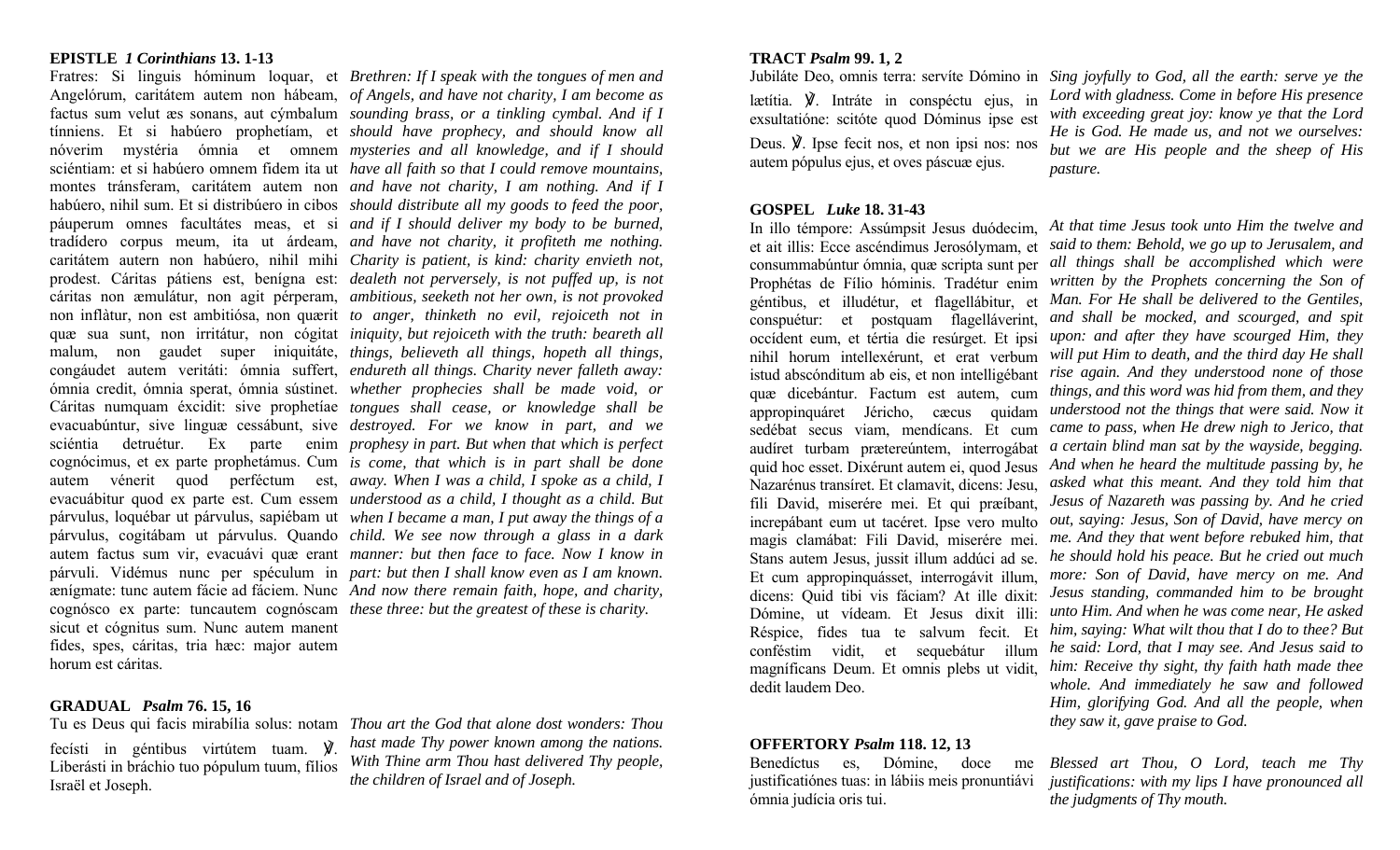**EPISTLE** *1 Corinthians* **13. 1-13**

Fratres: Si linguis hóminum loquar, et Angelórum, caritátem autem non hábeam, factus sum velut æs sonans, aut cýmbalum tínniens. Et si habúero prophetíam, et nóverim mystéria ómnia et omnem sciéntiam: et si habúero omnem fidem ita ut montes tránsferam, caritátem autem non habúero, nihil sum. Et si distribúero in cibos páuperum omnes facultátes meas, et si tradídero corpus meum, ita ut árdeam, caritátem autern non habúero, nihil mihi prodest. Cáritas pátiens est, benígna est: cáritas non æmulátur, non agit pérperam, non inflàtur, non est ambitiósa, non quærit quæ sua sunt, non irritátur, non cógitat malum, non gaudet super iniquitáte, congáudet autem veritáti: ómnia suffert, ómnia credit, ómnia sperat, ómnia sústinet. Cáritas numquam éxcidit: sive prophetíae evacuabúntur, sive linguæ cessábunt, sive sciéntia detruétur. Ex parte enim cognócimus, et ex parte prophetámus. Cum autem vénerit quod perféctum est, evacuábitur quod ex parte est. Cum essem párvulus, loquébar ut párvulus, sapiébam ut párvulus, cogitábam ut párvulus. Quando autem factus sum vir, evacuávi quæ erant párvuli. Vidémus nunc per spéculum in ænígmate: tunc autem fácie ad fáciem. Nunc cognósco ex parte: tuncautem cognóscam sicut et cógnitus sum. Nunc autem manent fides, spes, cáritas, tria hæc: major autem horum est cáritas.

*Brethren: If I speak with the tongues of men and of Angels, and have not charity, I am become as sounding brass, or a tinkling cymbal. And if I should have prophecy, and should know all mysteries and all knowledge, and if I should have all faith so that I could remove mountains, and have not charity, I am nothing. And if I should distribute all my goods to feed the poor, and if I should deliver my body to be burned, and have not charity, it profiteth me nothing. Charity is patient, is kind: charity envieth not, dealeth not perversely, is not puffed up, is not ambitious, seeketh not her own, is not provoked to anger, thinketh no evil, rejoiceth not in iniquity, but rejoiceth with the truth: beareth all things, believeth all things, hopeth all things, endureth all things. Charity never falleth away: whether prophecies shall be made void, or tongues shall cease, or knowledge shall be destroyed. For we know in part, and we prophesy in part. But when that which is perfect is come, that which is in part shall be done away. When I was a child, I spoke as a child, I understood as a child, I thought as a child. But when I became a man, I put away the things of a child. We see now through a glass in a dark manner: but then face to face. Now I know in part: but then I shall know even as I am known. And now there remain faith, hope, and charity, these three: but the greatest of these is charity.*

**GRADUAL** *Psalm* **76. 15, 16**

Tu es Deus qui facis mirabília solus: notam fecísti in géntibus virtútem tuam. ℣. Liberásti in bráchio tuo pópulum tuum, fílios Israël et Joseph.

*Thou art the God that alone dost wonders: Thou hast made Thy power known among the nations. With Thine arm Thou hast delivered Thy people, the children of Israel and of Joseph.*

**TRACT** *Psalm* **99. 1, 2**

Jubiláte Deo, omnis terra: servíte Dómino in lætítia. ℣. Intráte in conspéctu ejus, in exsultatióne: scitóte quod Dóminus ipse est Deus. ℣. Ipse fecit nos, et non ipsi nos: nos autem pópulus ejus, et oves páscuæ ejus.

*Sing joyfully to God, all the earth: serve ye the Lord with gladness. Come in before His presence with exceeding great joy: know ye that the Lord He is God. He made us, and not we ourselves: but we are His people and the sheep of His pasture.*

**GOSPEL** *Luke* **18. 31-43**

In illo témpore: Assúmpsit Jesus duódecim, et ait illis: Ecce ascéndimus Jerosólymam, et consummabúntur ómnia, quæ scripta sunt per Prophétas de Fílio hóminis. Tradétur enim géntibus, et illudétur, et flagellábitur, et conspuétur: et postquam flagelláverint, occídent eum, et tértia die resúrget. Et ipsi nihil horum intellexérunt, et erat verbum istud abscónditum ab eis, et non intelligébant quæ dicebántur. Factum est autem, cum appropinquáret Jéricho, cæcus quidam sedébat secus viam, mendícans. Et cum audíret turbam prætereúntem, interrogábat quid hoc esset. Dixérunt autem ei, quod Jesus Nazarénus transíret. Et clamavit, dicens: Jesu, fili David, miserére mei. Et qui præíbant, increpábant eum ut tacéret. Ipse vero multo magis clamábat: Fili David, miserére mei. Stans autem Jesus, jussit illum addúci ad se. Et cum appropinquásset, interrogávit illum, dicens: Quid tibi vis fáciam? At ille dixit: Dómine, ut vídeam. Et Jesus dixit illi: Réspice, fides tua te salvum fecit. Et conféstim vidit, et sequebátur illum magníficans Deum. Et omnis plebs ut vidit, dedit laudem Deo.

*At that time Jesus took unto Him the twelve and said to them: Behold, we go up to Jerusalem, and all things shall be accomplished which were written by the Prophets concerning the Son of Man. For He shall be delivered to the Gentiles, and shall be mocked, and scourged, and spit upon: and after they have scourged Him, they will put Him to death, and the third day He shall rise again. And they understood none of those things, and this word was hid from them, and they understood not the things that were said. Now it came to pass, when He drew nigh to Jerico, that a certain blind man sat by the wayside, begging. And when he heard the multitude passing by, he asked what this meant. And they told him that Jesus of Nazareth was passing by. And he cried out, saying: Jesus, Son of David, have mercy on me. And they that went before rebuked him, that he should hold his peace. But he cried out much more: Son of David, have mercy on me. And Jesus standing, commanded him to be brought unto Him. And when he was come near, He asked him, saying: What wilt thou that I do to thee? But he said: Lord, that I may see. And Jesus said to him: Receive thy sight, thy faith hath made thee whole. And immediately he saw and followed Him, glorifying God. And all the people, when they saw it, gave praise to God.*

**OFFERTORY** *Psalm* **118. 12, 13**

Benedíctus es, Dómine, doce me justificatiónes tuas: in lábiis meis pronuntiávi ómnia judícia oris tui.

*Blessed art Thou, O Lord, teach me Thy justifications: with my lips I have pronounced all the judgments of Thy mouth.*